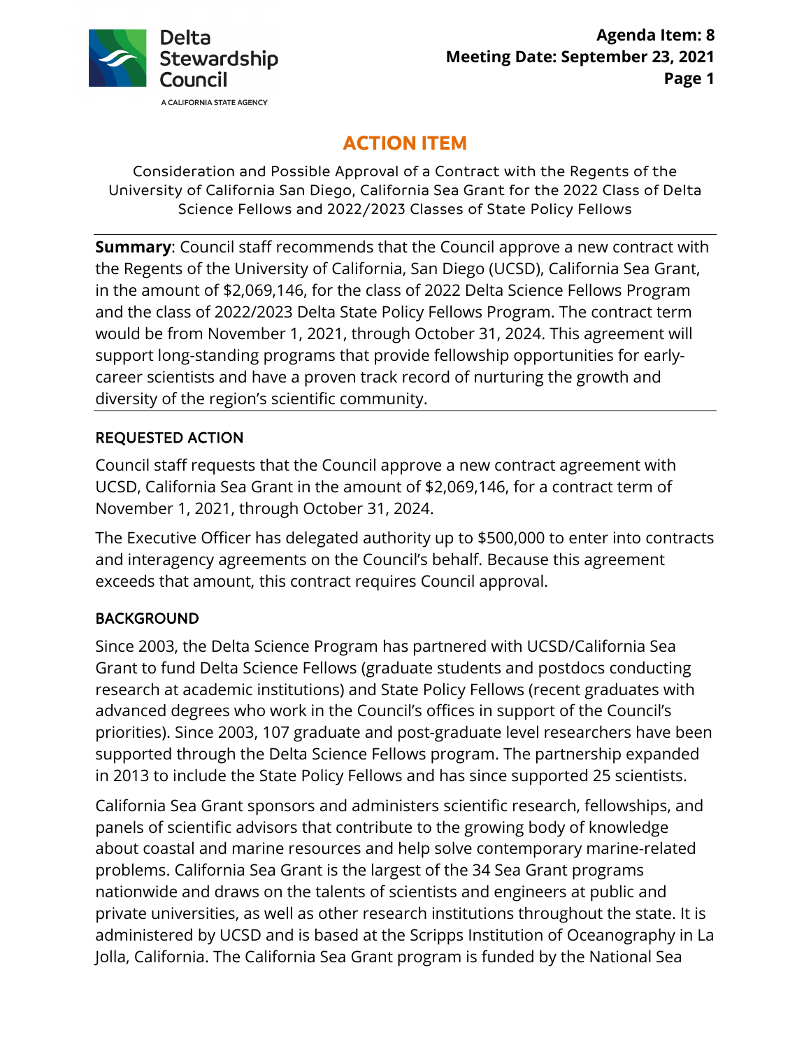# ACTION ITEM

Consideration and Possible Approval of a Contract with the Regents of the University of California San Diego, California Sea Grant for the 2022 Class of Delta Science Fellows and 2022/2023 Classes of State Policy Fellows

---

**Summary**: Council staff recommends that the Council approve a new contract with the Regents of the University of California, San Diego (UCSD), California Sea Grant, in the amount of $2,069,146, for the class of 2022 Delta Science Fellows Program and the class of 2022/2023 Delta State Policy Fellows Program. The contract term would be from November 1, 2021, through October 31, 2024. This agreement will support long-standing programs that provide fellowship opportunities for early-career scientists and have a proven track record of nurturing the growth and diversity of the region's scientific community.

---

## REQUESTED ACTION

Council staff requests that the Council approve a new contract agreement with UCSD, California Sea Grant in the amount of $2,069,146, for a contract term of November 1, 2021, through October 31, 2024.

The Executive Officer has delegated authority up to $500,000 to enter into contracts and interagency agreements on the Council's behalf. Because this agreement exceeds that amount, this contract requires Council approval.

## BACKGROUND

Since 2003, the Delta Science Program has partnered with UCSD/California Sea Grant to fund Delta Science Fellows (graduate students and postdocs conducting research at academic institutions) and State Policy Fellows (recent graduates with advanced degrees who work in the Council's offices in support of the Council's priorities). Since 2003, 107 graduate and post-graduate level researchers have been supported through the Delta Science Fellows program. The partnership expanded in 2013 to include the State Policy Fellows and has since supported 25 scientists.

California Sea Grant sponsors and administers scientific research, fellowships, and panels of scientific advisors that contribute to the growing body of knowledge about coastal and marine resources and help solve contemporary marine-related problems. California Sea Grant is the largest of the 34 Sea Grant programs nationwide and draws on the talents of scientists and engineers at public and private universities, as well as other research institutions throughout the state. It is administered by UCSD and is based at the Scripps Institution of Oceanography in La Jolla, California. The California Sea Grant program is funded by the National Sea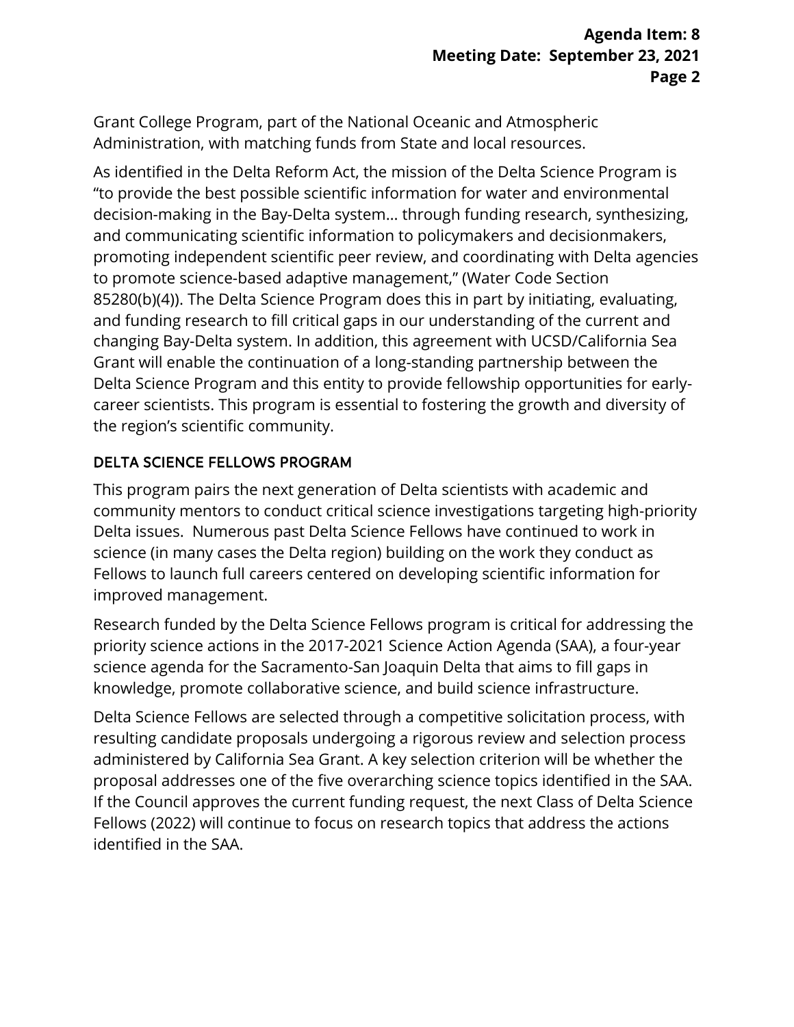Grant College Program, part of the National Oceanic and Atmospheric Administration, with matching funds from State and local resources.

As identified in the Delta Reform Act, the mission of the Delta Science Program is "to provide the best possible scientific information for water and environmental decision-making in the Bay-Delta system… through funding research, synthesizing, and communicating scientific information to policymakers and decisionmakers, promoting independent scientific peer review, and coordinating with Delta agencies to promote science-based adaptive management," (Water Code Section 85280(b)(4)). The Delta Science Program does this in part by initiating, evaluating, and funding research to fill critical gaps in our understanding of the current and changing Bay-Delta system. In addition, this agreement with UCSD/California Sea Grant will enable the continuation of a long-standing partnership between the Delta Science Program and this entity to provide fellowship opportunities for early-career scientists. This program is essential to fostering the growth and diversity of the region's scientific community.

## DELTA SCIENCE FELLOWS PROGRAM

This program pairs the next generation of Delta scientists with academic and community mentors to conduct critical science investigations targeting high-priority Delta issues. Numerous past Delta Science Fellows have continued to work in science (in many cases the Delta region) building on the work they conduct as Fellows to launch full careers centered on developing scientific information for improved management.

Research funded by the Delta Science Fellows program is critical for addressing the priority science actions in the 2017-2021 Science Action Agenda (SAA), a four-year science agenda for the Sacramento-San Joaquin Delta that aims to fill gaps in knowledge, promote collaborative science, and build science infrastructure.

Delta Science Fellows are selected through a competitive solicitation process, with resulting candidate proposals undergoing a rigorous review and selection process administered by California Sea Grant. A key selection criterion will be whether the proposal addresses one of the five overarching science topics identified in the SAA. If the Council approves the current funding request, the next Class of Delta Science Fellows (2022) will continue to focus on research topics that address the actions identified in the SAA.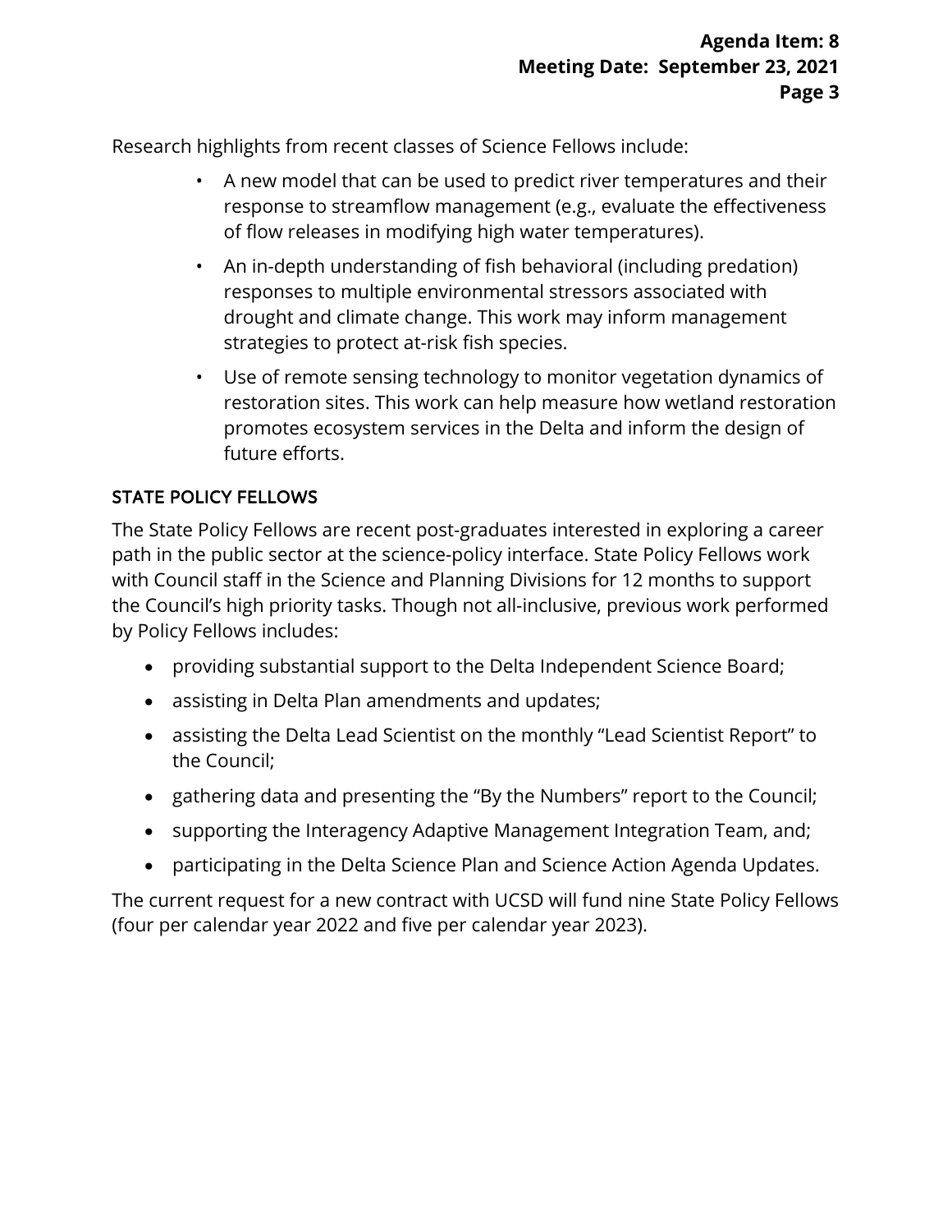Research highlights from recent classes of Science Fellows include:

- A new model that can be used to predict river temperatures and their response to streamflow management (e.g., evaluate the effectiveness of flow releases in modifying high water temperatures).
- An in-depth understanding of fish behavioral (including predation) responses to multiple environmental stressors associated with drought and climate change. This work may inform management strategies to protect at-risk fish species.
- Use of remote sensing technology to monitor vegetation dynamics of restoration sites. This work can help measure how wetland restoration promotes ecosystem services in the Delta and inform the design of future efforts.

## STATE POLICY FELLOWS

The State Policy Fellows are recent post-graduates interested in exploring a career path in the public sector at the science-policy interface. State Policy Fellows work with Council staff in the Science and Planning Divisions for 12 months to support the Council's high priority tasks. Though not all-inclusive, previous work performed by Policy Fellows includes:

- providing substantial support to the Delta Independent Science Board;
- assisting in Delta Plan amendments and updates;
- assisting the Delta Lead Scientist on the monthly "Lead Scientist Report" to the Council;
- gathering data and presenting the "By the Numbers" report to the Council;
- supporting the Interagency Adaptive Management Integration Team, and;
- participating in the Delta Science Plan and Science Action Agenda Updates.

The current request for a new contract with UCSD will fund nine State Policy Fellows (four per calendar year 2022 and five per calendar year 2023).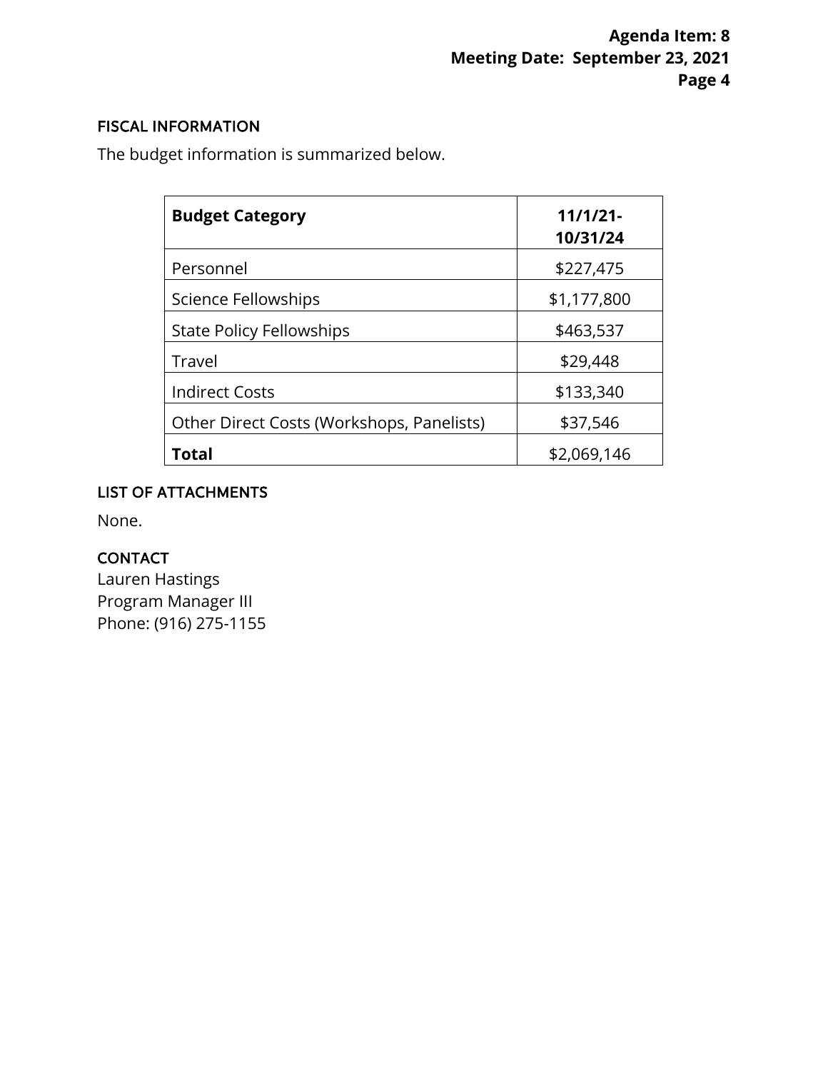## FISCAL INFORMATION

The budget information is summarized below.

| **Budget Category** | **11/1/21-10/31/24** |
|---|---|
| Personnel | $227,475 |
| Science Fellowships | $1,177,800 |
| State Policy Fellowships | $463,537 |
| Travel | $29,448 |
| Indirect Costs | $133,340 |
| Other Direct Costs (Workshops, Panelists) | $37,546 |
| **Total** | $2,069,146 |

## LIST OF ATTACHMENTS

None.

## CONTACT

Lauren Hastings
Program Manager III
Phone: (916) 275-1155